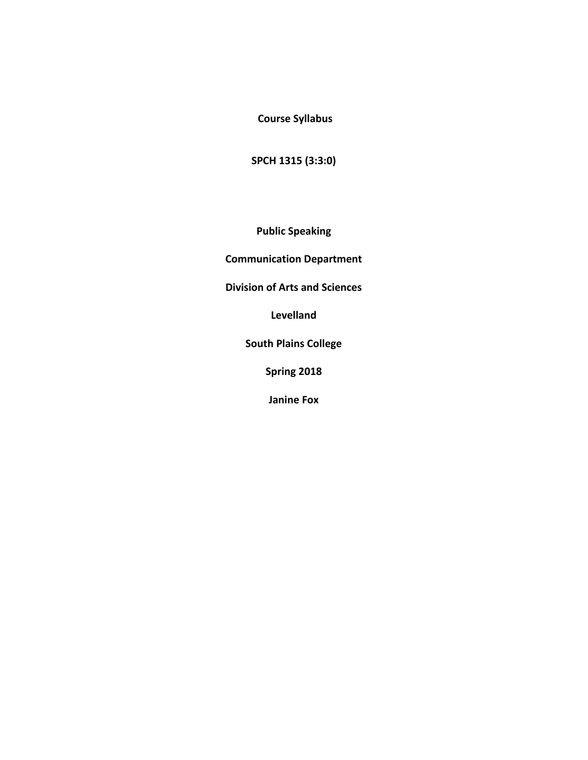**Course Syllabus**

**SPCH 1315 (3:3:0)**

**Public Speaking**

**Communication Department**

**Division of Arts and Sciences**

**Levelland**

**South Plains College**

**Spring 2018**

**Janine Fox**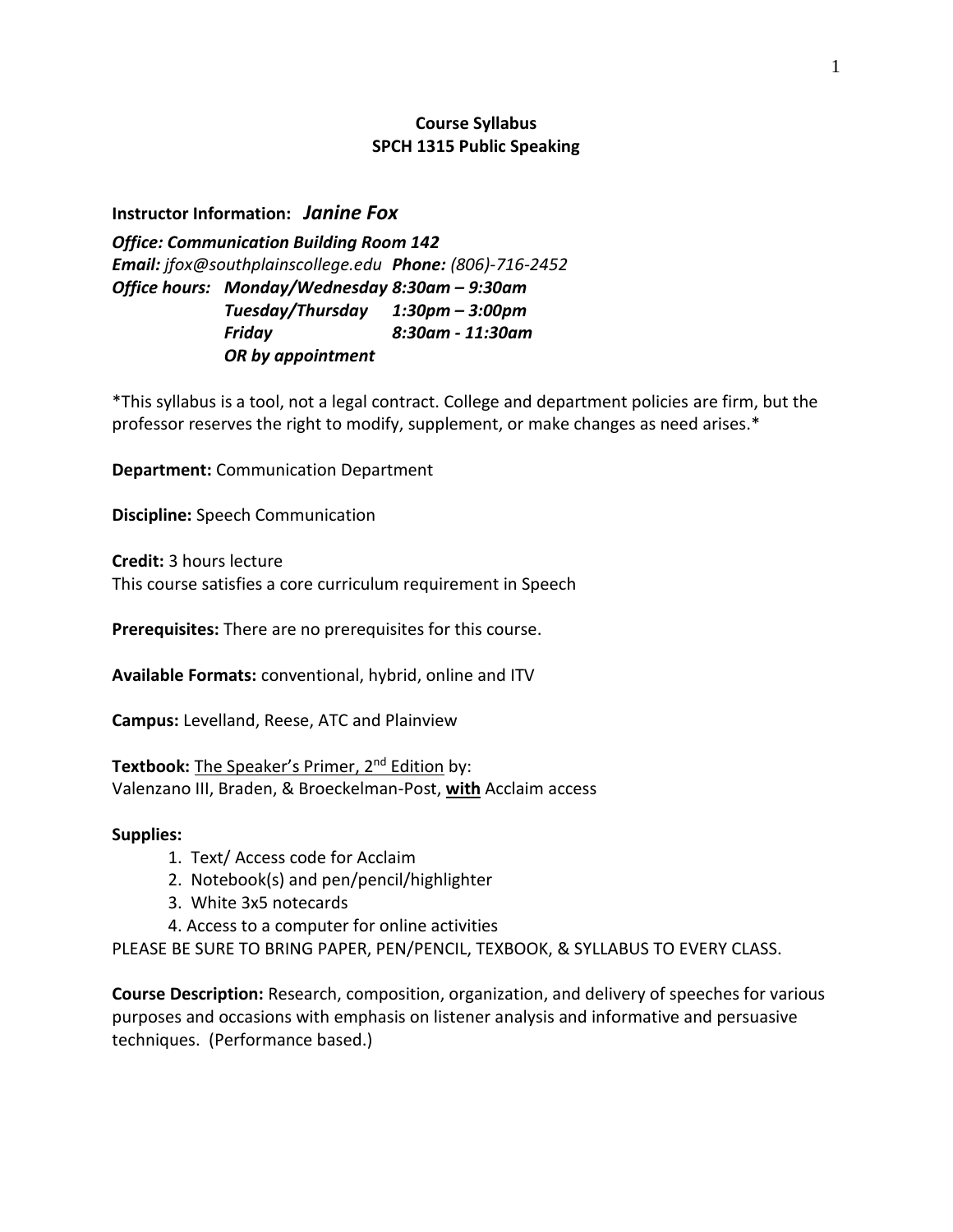**Course Syllabus**
**SPCH 1315 Public Speaking**

**Instructor Information:** ***Janine Fox***

***Office: Communication Building Room 142***
***Email:*** *jfox@southplainscollege.edu* ***Phone:*** *(806)-716-2452*
***Office hours: Monday/Wednesday 8:30am – 9:30am***
***Tuesday/Thursday 1:30pm – 3:00pm***
***Friday 8:30am - 11:30am***
***OR by appointment***

*This syllabus is a tool, not a legal contract. College and department policies are firm, but the professor reserves the right to modify, supplement, or make changes as need arises.*

**Department:** Communication Department

**Discipline:** Speech Communication

**Credit:** 3 hours lecture
This course satisfies a core curriculum requirement in Speech

**Prerequisites:** There are no prerequisites for this course.

**Available Formats:** conventional, hybrid, online and ITV

**Campus:** Levelland, Reese, ATC and Plainview

**Textbook:** The Speaker's Primer, 2nd Edition by:
Valenzano III, Braden, & Broeckelman-Post, **with** Acclaim access

**Supplies:**

1. Text/ Access code for Acclaim
2. Notebook(s) and pen/pencil/highlighter
3. White 3x5 notecards
4. Access to a computer for online activities

PLEASE BE SURE TO BRING PAPER, PEN/PENCIL, TEXBOOK, & SYLLABUS TO EVERY CLASS.

**Course Description:** Research, composition, organization, and delivery of speeches for various purposes and occasions with emphasis on listener analysis and informative and persuasive techniques. (Performance based.)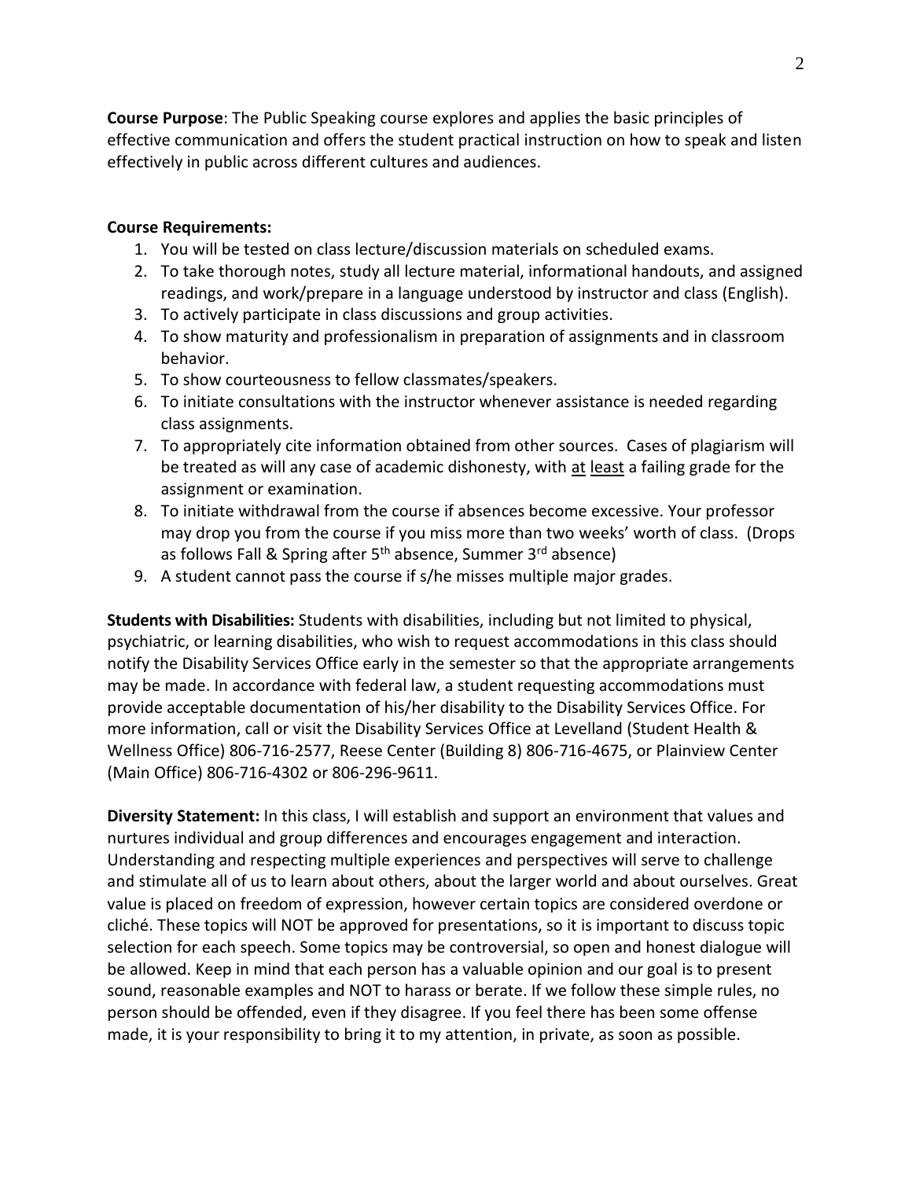**Course Purpose**: The Public Speaking course explores and applies the basic principles of effective communication and offers the student practical instruction on how to speak and listen effectively in public across different cultures and audiences.

**Course Requirements:**

1. You will be tested on class lecture/discussion materials on scheduled exams.
2. To take thorough notes, study all lecture material, informational handouts, and assigned readings, and work/prepare in a language understood by instructor and class (English).
3. To actively participate in class discussions and group activities.
4. To show maturity and professionalism in preparation of assignments and in classroom behavior.
5. To show courteousness to fellow classmates/speakers.
6. To initiate consultations with the instructor whenever assistance is needed regarding class assignments.
7. To appropriately cite information obtained from other sources. Cases of plagiarism will be treated as will any case of academic dishonesty, with at least a failing grade for the assignment or examination.
8. To initiate withdrawal from the course if absences become excessive. Your professor may drop you from the course if you miss more than two weeks' worth of class. (Drops as follows Fall & Spring after 5th absence, Summer 3rd absence)
9. A student cannot pass the course if s/he misses multiple major grades.

**Students with Disabilities:** Students with disabilities, including but not limited to physical, psychiatric, or learning disabilities, who wish to request accommodations in this class should notify the Disability Services Office early in the semester so that the appropriate arrangements may be made. In accordance with federal law, a student requesting accommodations must provide acceptable documentation of his/her disability to the Disability Services Office. For more information, call or visit the Disability Services Office at Levelland (Student Health & Wellness Office) 806-716-2577, Reese Center (Building 8) 806-716-4675, or Plainview Center (Main Office) 806-716-4302 or 806-296-9611.

**Diversity Statement:** In this class, I will establish and support an environment that values and nurtures individual and group differences and encourages engagement and interaction. Understanding and respecting multiple experiences and perspectives will serve to challenge and stimulate all of us to learn about others, about the larger world and about ourselves. Great value is placed on freedom of expression, however certain topics are considered overdone or cliché. These topics will NOT be approved for presentations, so it is important to discuss topic selection for each speech. Some topics may be controversial, so open and honest dialogue will be allowed. Keep in mind that each person has a valuable opinion and our goal is to present sound, reasonable examples and NOT to harass or berate. If we follow these simple rules, no person should be offended, even if they disagree. If you feel there has been some offense made, it is your responsibility to bring it to my attention, in private, as soon as possible.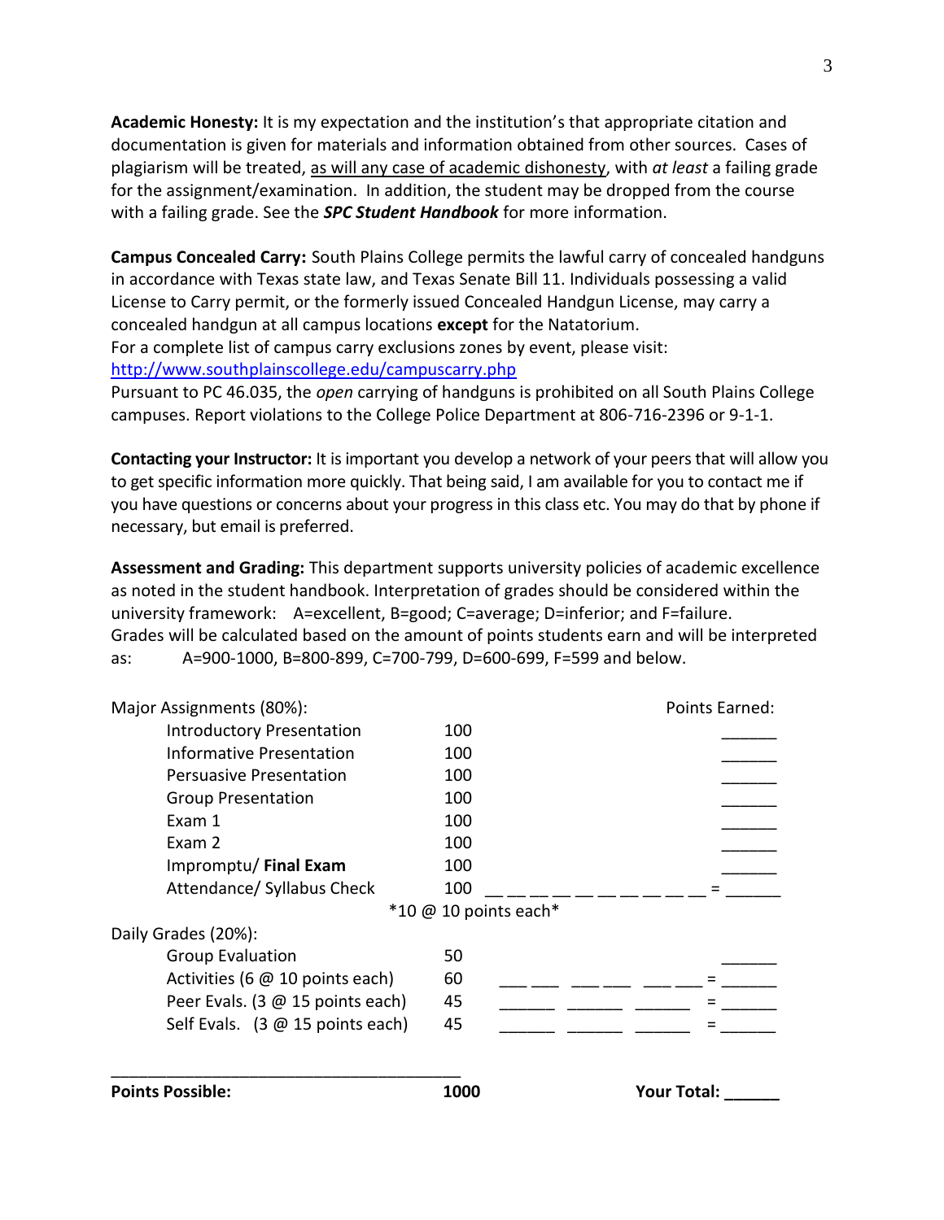**Academic Honesty:** It is my expectation and the institution's that appropriate citation and documentation is given for materials and information obtained from other sources. Cases of plagiarism will be treated, <u>as will any case of academic dishonesty</u>, with *at least* a failing grade for the assignment/examination. In addition, the student may be dropped from the course with a failing grade. See the ***SPC Student Handbook*** for more information.

**Campus Concealed Carry:** South Plains College permits the lawful carry of concealed handguns in accordance with Texas state law, and Texas Senate Bill 11. Individuals possessing a valid License to Carry permit, or the formerly issued Concealed Handgun License, may carry a concealed handgun at all campus locations **except** for the Natatorium.
For a complete list of campus carry exclusions zones by event, please visit: http://www.southplainscollege.edu/campuscarry.php
Pursuant to PC 46.035, the *open* carrying of handguns is prohibited on all South Plains College campuses. Report violations to the College Police Department at 806-716-2396 or 9-1-1.

**Contacting your Instructor:** It is important you develop a network of your peers that will allow you to get specific information more quickly. That being said, I am available for you to contact me if you have questions or concerns about your progress in this class etc. You may do that by phone if necessary, but email is preferred.

**Assessment and Grading:** This department supports university policies of academic excellence as noted in the student handbook. Interpretation of grades should be considered within the university framework: A=excellent, B=good; C=average; D=inferior; and F=failure.
Grades will be calculated based on the amount of points students earn and will be interpreted as: A=900-1000, B=800-899, C=700-799, D=600-699, F=599 and below.

| Major Assignments (80%): | | | Points Earned: |
|---|---|---|---|
| Introductory Presentation | 100 | | ______ |
| Informative Presentation | 100 | | ______ |
| Persuasive Presentation | 100 | | ______ |
| Group Presentation | 100 | | ______ |
| Exam 1 | 100 | | ______ |
| Exam 2 | 100 | | ______ |
| Impromptu/ **Final Exam** | 100 | | ______ |
| Attendance/ Syllabus Check | 100 *10 @ 10 points each* | __ __ __ __ __ __ __ __ __ __ = | ______ |
| **Daily Grades (20%):** | | | |
| Group Evaluation | 50 | | ______ |
| Activities (6 @ 10 points each) | 60 | ___ ___ ___ ___ ___ ___ = | ______ |
| Peer Evals. (3 @ 15 points each) | 45 | ______ ______ ______ = | ______ |
| Self Evals. (3 @ 15 points each) | 45 | ______ ______ ______ = | ______ |
| **Points Possible:** | **1000** | | **Your Total:** ______ |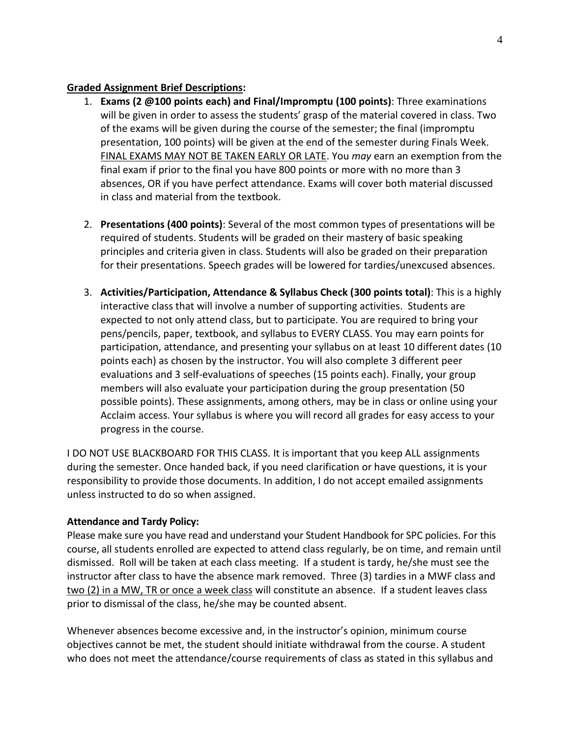**<u>Graded Assignment Brief Descriptions</u>:**

1. **Exams (2 @100 points each) and Final/Impromptu (100 points)**: Three examinations will be given in order to assess the students' grasp of the material covered in class. Two of the exams will be given during the course of the semester; the final (impromptu presentation, 100 points) will be given at the end of the semester during Finals Week. <u>FINAL EXAMS MAY NOT BE TAKEN EARLY OR LATE</u>. You *may* earn an exemption from the final exam if prior to the final you have 800 points or more with no more than 3 absences, OR if you have perfect attendance. Exams will cover both material discussed in class and material from the textbook.

2. **Presentations (400 points)**: Several of the most common types of presentations will be required of students. Students will be graded on their mastery of basic speaking principles and criteria given in class. Students will also be graded on their preparation for their presentations. Speech grades will be lowered for tardies/unexcused absences.

3. **Activities/Participation, Attendance & Syllabus Check (300 points total)**: This is a highly interactive class that will involve a number of supporting activities. Students are expected to not only attend class, but to participate. You are required to bring your pens/pencils, paper, textbook, and syllabus to EVERY CLASS. You may earn points for participation, attendance, and presenting your syllabus on at least 10 different dates (10 points each) as chosen by the instructor. You will also complete 3 different peer evaluations and 3 self-evaluations of speeches (15 points each). Finally, your group members will also evaluate your participation during the group presentation (50 possible points). These assignments, among others, may be in class or online using your Acclaim access. Your syllabus is where you will record all grades for easy access to your progress in the course.

I DO NOT USE BLACKBOARD FOR THIS CLASS. It is important that you keep ALL assignments during the semester. Once handed back, if you need clarification or have questions, it is your responsibility to provide those documents. In addition, I do not accept emailed assignments unless instructed to do so when assigned.

**Attendance and Tardy Policy:**

Please make sure you have read and understand your Student Handbook for SPC policies. For this course, all students enrolled are expected to attend class regularly, be on time, and remain until dismissed. Roll will be taken at each class meeting. If a student is tardy, he/she must see the instructor after class to have the absence mark removed. Three (3) tardies in a MWF class and <u>two (2) in a MW, TR or once a week class</u> will constitute an absence. If a student leaves class prior to dismissal of the class, he/she may be counted absent.

Whenever absences become excessive and, in the instructor's opinion, minimum course objectives cannot be met, the student should initiate withdrawal from the course. A student who does not meet the attendance/course requirements of class as stated in this syllabus and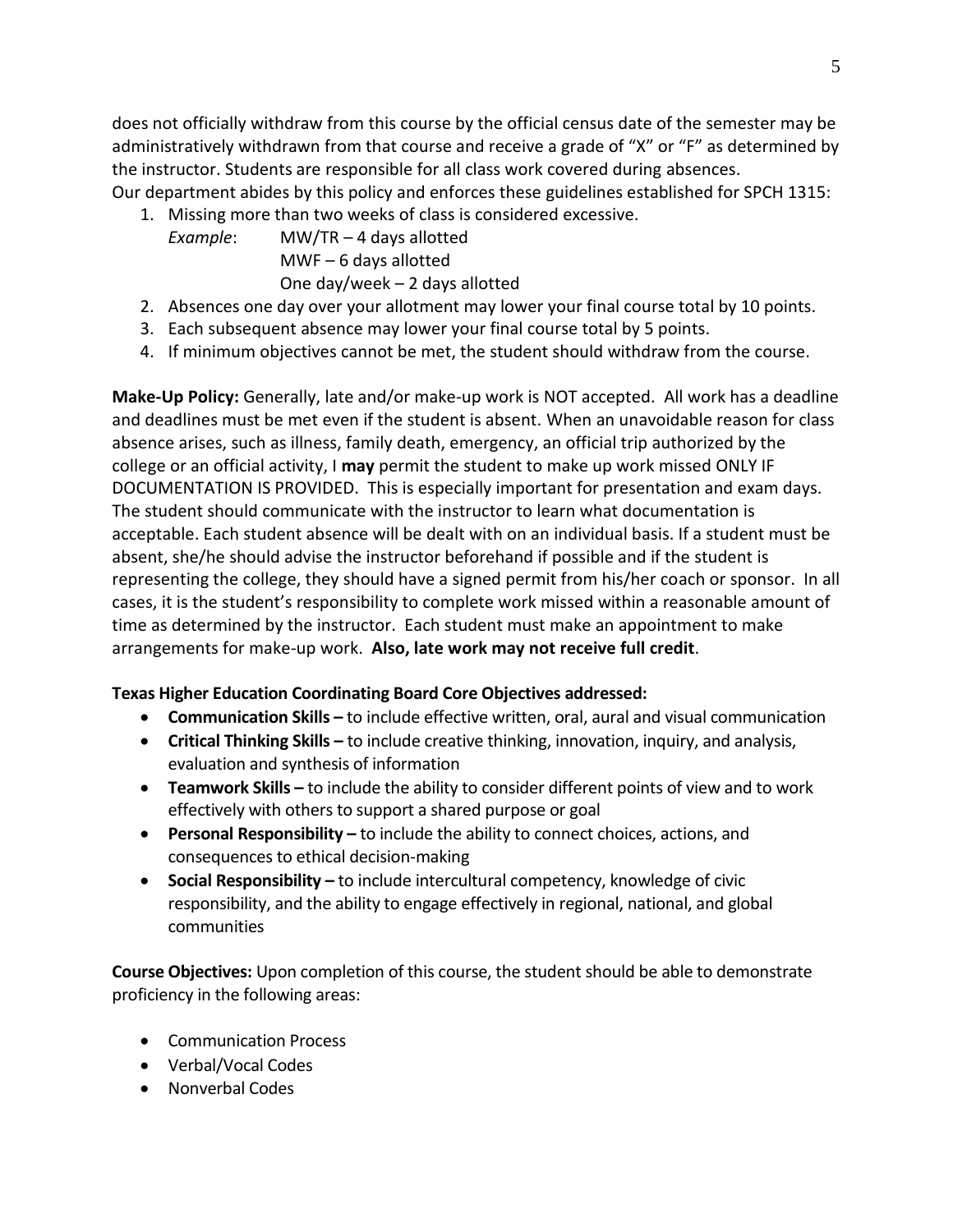does not officially withdraw from this course by the official census date of the semester may be administratively withdrawn from that course and receive a grade of "X" or "F" as determined by the instructor. Students are responsible for all class work covered during absences.
Our department abides by this policy and enforces these guidelines established for SPCH 1315:

1. Missing more than two weeks of class is considered excessive.
   *Example*: MW/TR – 4 days allotted
   MWF – 6 days allotted
   One day/week – 2 days allotted
2. Absences one day over your allotment may lower your final course total by 10 points.
3. Each subsequent absence may lower your final course total by 5 points.
4. If minimum objectives cannot be met, the student should withdraw from the course.

**Make-Up Policy:** Generally, late and/or make-up work is NOT accepted. All work has a deadline and deadlines must be met even if the student is absent. When an unavoidable reason for class absence arises, such as illness, family death, emergency, an official trip authorized by the college or an official activity, I **may** permit the student to make up work missed ONLY IF DOCUMENTATION IS PROVIDED. This is especially important for presentation and exam days. The student should communicate with the instructor to learn what documentation is acceptable. Each student absence will be dealt with on an individual basis. If a student must be absent, she/he should advise the instructor beforehand if possible and if the student is representing the college, they should have a signed permit from his/her coach or sponsor. In all cases, it is the student's responsibility to complete work missed within a reasonable amount of time as determined by the instructor. Each student must make an appointment to make arrangements for make-up work. **Also, late work may not receive full credit**.

**Texas Higher Education Coordinating Board Core Objectives addressed:**

- **Communication Skills –** to include effective written, oral, aural and visual communication
- **Critical Thinking Skills –** to include creative thinking, innovation, inquiry, and analysis, evaluation and synthesis of information
- **Teamwork Skills –** to include the ability to consider different points of view and to work effectively with others to support a shared purpose or goal
- **Personal Responsibility –** to include the ability to connect choices, actions, and consequences to ethical decision-making
- **Social Responsibility –** to include intercultural competency, knowledge of civic responsibility, and the ability to engage effectively in regional, national, and global communities

**Course Objectives:** Upon completion of this course, the student should be able to demonstrate proficiency in the following areas:

- Communication Process
- Verbal/Vocal Codes
- Nonverbal Codes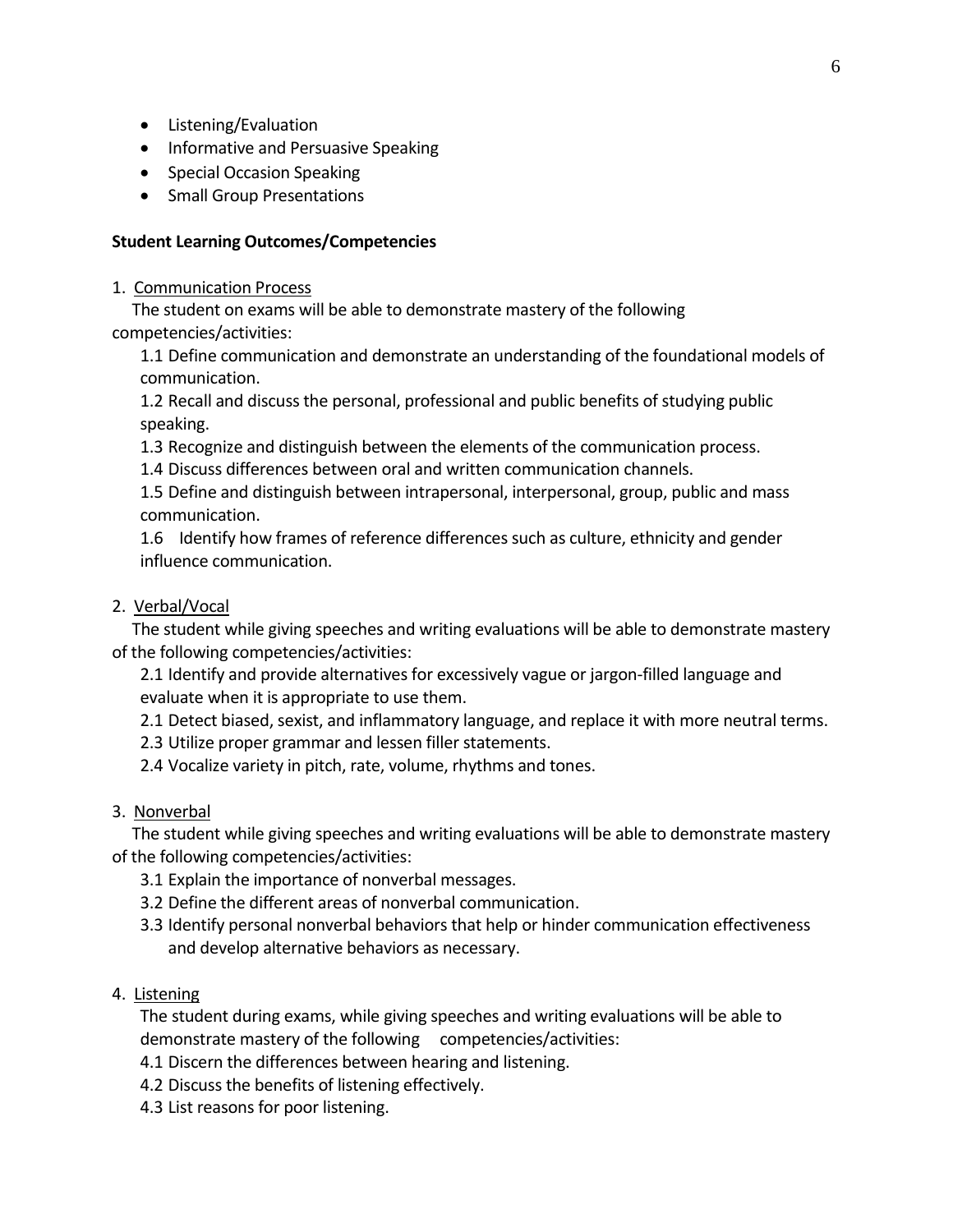- Listening/Evaluation
- Informative and Persuasive Speaking
- Special Occasion Speaking
- Small Group Presentations

**Student Learning Outcomes/Competencies**

1. Communication Process

The student on exams will be able to demonstrate mastery of the following competencies/activities:

1.1 Define communication and demonstrate an understanding of the foundational models of communication.

1.2 Recall and discuss the personal, professional and public benefits of studying public speaking.

1.3 Recognize and distinguish between the elements of the communication process.

1.4 Discuss differences between oral and written communication channels.

1.5 Define and distinguish between intrapersonal, interpersonal, group, public and mass communication.

1.6 Identify how frames of reference differences such as culture, ethnicity and gender influence communication.

2. Verbal/Vocal

The student while giving speeches and writing evaluations will be able to demonstrate mastery of the following competencies/activities:

2.1 Identify and provide alternatives for excessively vague or jargon-filled language and evaluate when it is appropriate to use them.

2.1 Detect biased, sexist, and inflammatory language, and replace it with more neutral terms.

2.3 Utilize proper grammar and lessen filler statements.

2.4 Vocalize variety in pitch, rate, volume, rhythms and tones.

3. Nonverbal

The student while giving speeches and writing evaluations will be able to demonstrate mastery of the following competencies/activities:

3.1 Explain the importance of nonverbal messages.

3.2 Define the different areas of nonverbal communication.

3.3 Identify personal nonverbal behaviors that help or hinder communication effectiveness and develop alternative behaviors as necessary.

4. Listening

The student during exams, while giving speeches and writing evaluations will be able to demonstrate mastery of the following competencies/activities:

4.1 Discern the differences between hearing and listening.

4.2 Discuss the benefits of listening effectively.

4.3 List reasons for poor listening.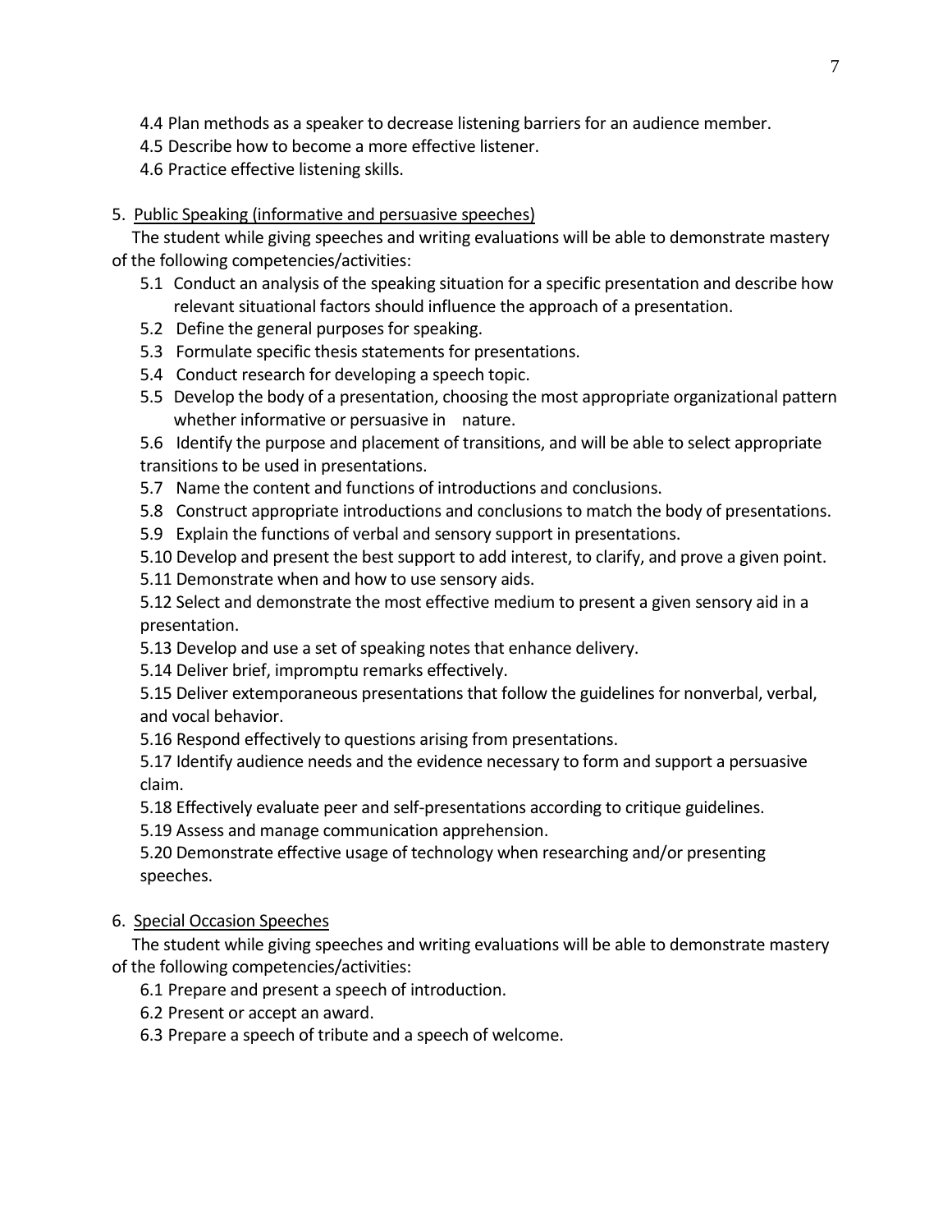4.4 Plan methods as a speaker to decrease listening barriers for an audience member.
4.5 Describe how to become a more effective listener.
4.6 Practice effective listening skills.

5. <u>Public Speaking (informative and persuasive speeches)</u>

The student while giving speeches and writing evaluations will be able to demonstrate mastery of the following competencies/activities:

5.1 Conduct an analysis of the speaking situation for a specific presentation and describe how relevant situational factors should influence the approach of a presentation.
5.2 Define the general purposes for speaking.
5.3 Formulate specific thesis statements for presentations.
5.4 Conduct research for developing a speech topic.
5.5 Develop the body of a presentation, choosing the most appropriate organizational pattern whether informative or persuasive in nature.
5.6 Identify the purpose and placement of transitions, and will be able to select appropriate transitions to be used in presentations.
5.7 Name the content and functions of introductions and conclusions.
5.8 Construct appropriate introductions and conclusions to match the body of presentations.
5.9 Explain the functions of verbal and sensory support in presentations.
5.10 Develop and present the best support to add interest, to clarify, and prove a given point.
5.11 Demonstrate when and how to use sensory aids.
5.12 Select and demonstrate the most effective medium to present a given sensory aid in a presentation.
5.13 Develop and use a set of speaking notes that enhance delivery.
5.14 Deliver brief, impromptu remarks effectively.
5.15 Deliver extemporaneous presentations that follow the guidelines for nonverbal, verbal, and vocal behavior.
5.16 Respond effectively to questions arising from presentations.
5.17 Identify audience needs and the evidence necessary to form and support a persuasive claim.
5.18 Effectively evaluate peer and self-presentations according to critique guidelines.
5.19 Assess and manage communication apprehension.
5.20 Demonstrate effective usage of technology when researching and/or presenting speeches.

6. <u>Special Occasion Speeches</u>

The student while giving speeches and writing evaluations will be able to demonstrate mastery of the following competencies/activities:

6.1 Prepare and present a speech of introduction.
6.2 Present or accept an award.
6.3 Prepare a speech of tribute and a speech of welcome.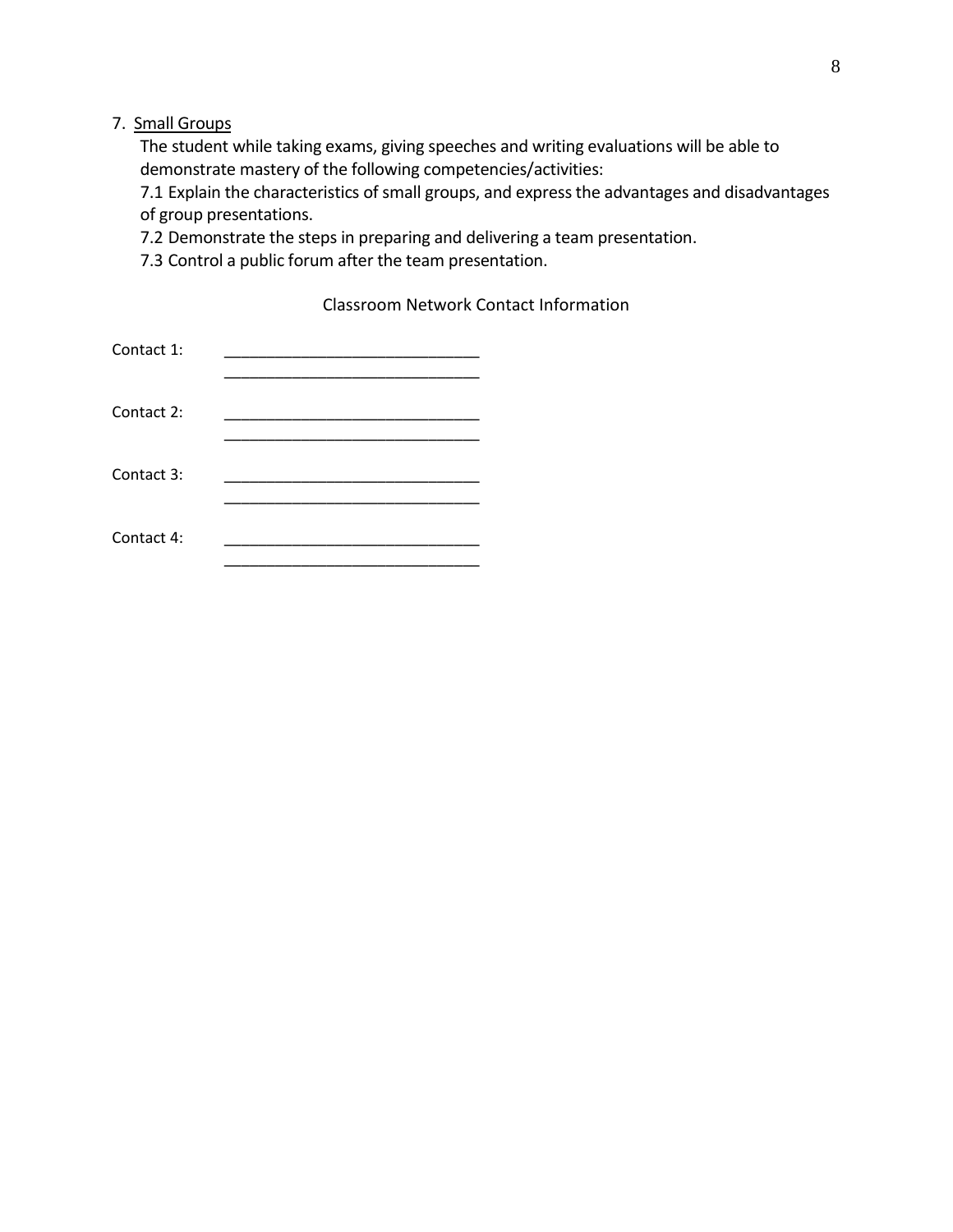7. Small Groups

   The student while taking exams, giving speeches and writing evaluations will be able to demonstrate mastery of the following competencies/activities:

   7.1 Explain the characteristics of small groups, and express the advantages and disadvantages of group presentations.

   7.2 Demonstrate the steps in preparing and delivering a team presentation.

   7.3 Control a public forum after the team presentation.

Classroom Network Contact Information

Contact 1: ______________________________
______________________________

Contact 2: ______________________________
______________________________

Contact 3: ______________________________
______________________________

Contact 4: ______________________________
______________________________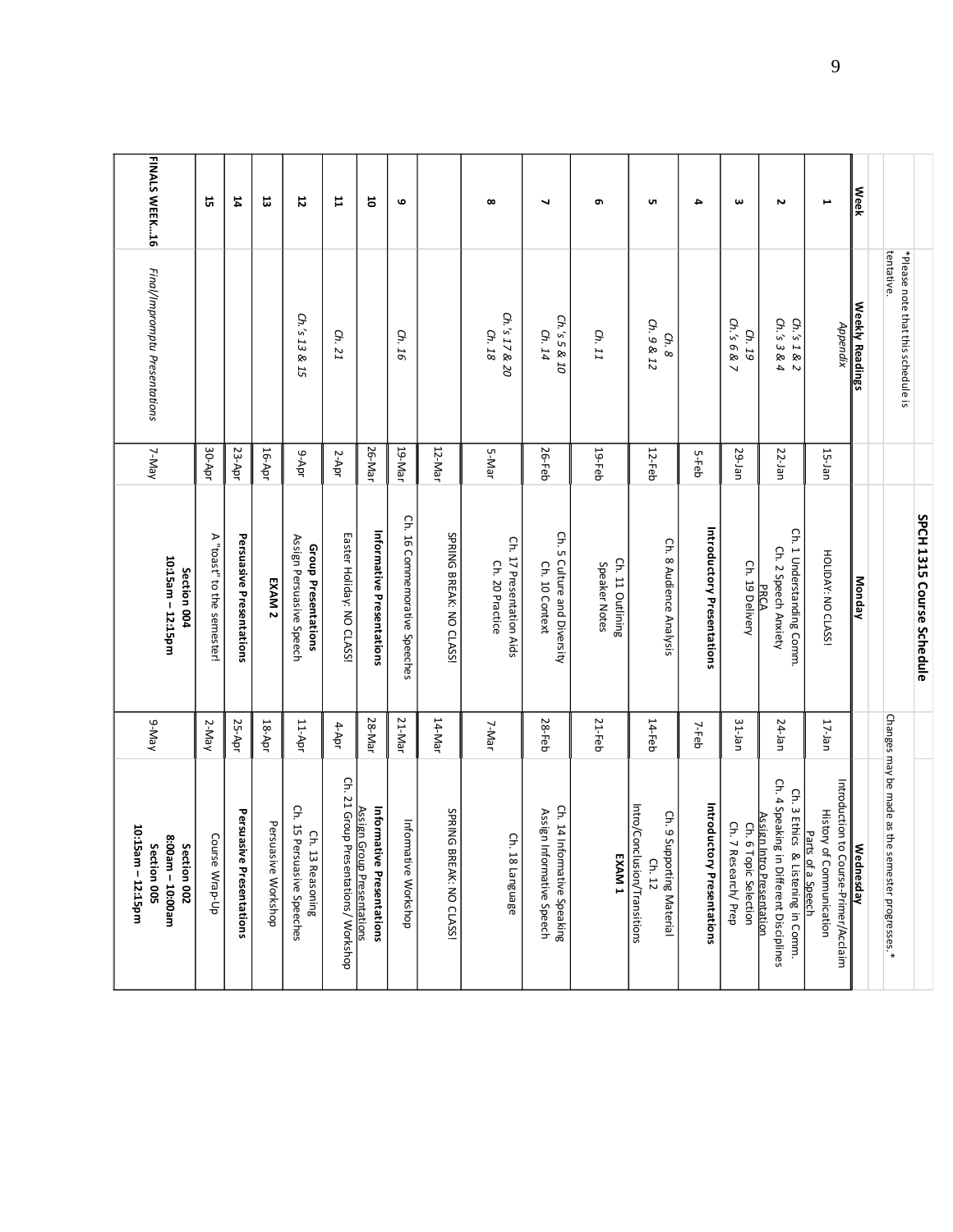## SPCH 1315 Course Schedule

*Please note that this schedule is tentative. Changes may be made as the semester progresses.*

| Week | Weekly Readings | | Monday | | Wednesday |
|---|---|---|---|---|---|
| 1 | *Appendix* | 15-Jan | HOLIDAY: NO CLASS! | 17-Jan | Introduction to Course-Primer/Acclaim<br>History of Communication<br>Parts of a Speech |
| 2 | *Ch.'s 1 & 2*<br>*Ch.'s 3 & 4* | 22-Jan | Ch. 1 Understanding Comm.<br>Ch. 2 Speech Anxiety<br>PRCA | 24-Jan | Ch. 3 Ethics & Listening in Comm.<br>Ch. 4 Speaking in Different Disciplines<br>Assign Intro Presentation |
| 3 | *Ch. 19*<br>*Ch.'s 6 & 7* | 29-Jan | Ch. 19 Delivery | 31-Jan | Ch. 6 Topic Selection<br>Ch. 7 Research/ Prep |
| 4 | | 5-Feb | **Introductory Presentations** | 7-Feb | **Introductory Presentations** |
| 5 | *Ch. 8*<br>*Ch. 9 & 12* | 12-Feb | Ch. 8 Audience Analysis | 14-Feb | Ch. 9 Supporting Material<br>Ch. 12<br>Intro/Conclusion/Transitions |
| 6 | *Ch. 11* | 19-Feb | Ch. 11 Outlining<br>Speaker Notes | 21-Feb | **EXAM 1** |
| 7 | *Ch.'s 5 & 10*<br>*Ch. 14* | 26-Feb | Ch. 5 Culture and Diversity<br>Ch. 10 Context | 28-Feb | Ch. 14 Informative Speaking<br>Assign Informative Speech |
| 8 | *Ch.'s 17 & 20*<br>*Ch. 18* | 5-Mar | Ch. 17 Presentation Aids<br>Ch. 20 Practice | 7-Mar | Ch. 18 Language |
| | | 12-Mar | SPRING BREAK: NO CLASS! | 14-Mar | SPRING BREAK: NO CLASS! |
| 9 | *Ch. 16* | 19-Mar | Ch. 16 Commemorative Speeches | 21-Mar | Informative Workshop |
| 10 | | 26-Mar | **Informative Presentations** | 28-Mar | **Informative Presentations**<br>Assign Group Presentations |
| 11 | *Ch. 21* | 2-Apr | Easter Holiday: NO CLASS! | 4-Apr | Ch. 21 Group Presentations/ Workshop |
| 12 | *Ch.'s 13 & 15* | 9-Apr | **Group Presentations**<br>Assign Persuasive Speech | 11-Apr | Ch. 13 Reasoning<br>Ch. 15 Persuasive Speeches |
| 13 | | 16-Apr | **EXAM 2** | 18-Apr | Persuasive Workshop |
| 14 | | 23-Apr | **Persuasive Presentations** | 25-Apr | **Persuasive Presentations** |
| 15 | | 30-Apr | A "toast" to the semester! | 2-May | Course Wrap-Up |
| **FINALS WEEK...16** | *Final/Impromptu Presentations* | 7-May | **Section 004**<br>**10:15am – 12:15pm** | 9-May | **Section 002**<br>**8:00am – 10:00am**<br>**Section 005**<br>**10:15am – 12:15pm** |